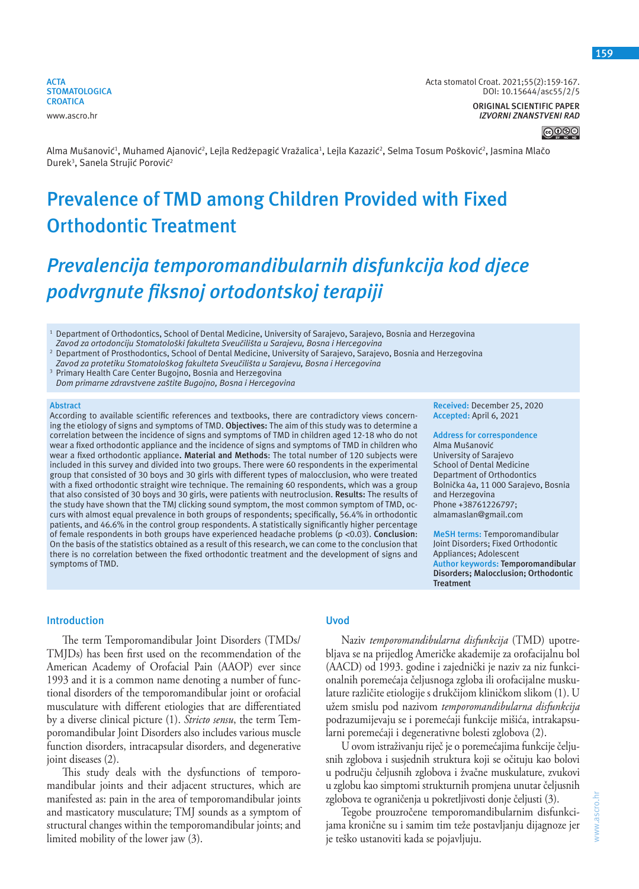ACTA STOMATOLOGICA CROATICA
www.ascro.hr

Acta stomatol Croat. 2021;55(2):159-167.
DOI: 10.15644/asc55/2/5

**ORIGINAL SCIENTIFIC PAPER**
*IZVORNI ZNANSTVENI RAD*

Alma Mušanović[1], Muhamed Ajanović[2], Lejla Redžepagić Vražalica[1], Lejla Kazazić[2], Selma Tosum Pošković[2], Jasmina Mlačo Durek[3], Sanela Strujić Porović[2]

# Prevalence of TMD among Children Provided with Fixed Orthodontic Treatment

# *Prevalencija temporomandibularnih disfunkcija kod djece podvrgnute fiksnoj ortodontskoj terapiji*

[1] Department of Orthodontics, School of Dental Medicine, University of Sarajevo, Sarajevo, Bosnia and Herzegovina
*Zavod za ortodonciju Stomatološki fakulteta Sveučilišta u Sarajevu, Bosna i Hercegovina*

[2] Department of Prosthodontics, School of Dental Medicine, University of Sarajevo, Sarajevo, Bosnia and Herzegovina
*Zavod za protetiku Stomatološkog fakulteta Sveučilišta u Sarajevu, Bosna i Hercegovina*

[3] Primary Health Care Center Bugojno, Bosnia and Herzegovina
*Dom primarne zdravstvene zaštite Bugojno, Bosna i Hercegovina*

## Abstract

According to available scientific references and textbooks, there are contradictory views concerning the etiology of signs and symptoms of TMD. **Objectives:** The aim of this study was to determine a correlation between the incidence of signs and symptoms of TMD in children aged 12-18 who do not wear a fixed orthodontic appliance and the incidence of signs and symptoms of TMD in children who wear a fixed orthodontic appliance. **Material and Methods**: The total number of 120 subjects were included in this survey and divided into two groups. There were 60 respondents in the experimental group that consisted of 30 boys and 30 girls with different types of malocclusion, who were treated with a fixed orthodontic straight wire technique. The remaining 60 respondents, which was a group that also consisted of 30 boys and 30 girls, were patients with neutroclusion. **Results:** The results of the study have shown that the TMJ clicking sound symptom, the most common symptom of TMD, occurs with almost equal prevalence in both groups of respondents; specifically, 56.4% in orthodontic patients, and 46.6% in the control group respondents. A statistically significantly higher percentage of female respondents in both groups have experienced headache problems ($p < 0.03$). **Conclusion:** On the basis of the statistics obtained as a result of this research, we can come to the conclusion that there is no correlation between the fixed orthodontic treatment and the development of signs and symptoms of TMD.

**Received:** December 25, 2020
**Accepted:** April 6, 2021

**Address for correspondence**
Alma Mušanović
University of Sarajevo
School of Dental Medicine
Department of Orthodontics
Bolnička 4a, 11 000 Sarajevo, Bosnia and Herzegovina
Phone +38761226797;
almamaslan@gmail.com

**MeSH terms:** Temporomandibular Joint Disorders; Fixed Orthodontic Appliances; Adolescent
**Author keywords: Temporomandibular Disorders; Malocclusion; Orthodontic Treatment**

## Introduction

The term Temporomandibular Joint Disorders (TMDs/TMJDs) has been first used on the recommendation of the American Academy of Orofacial Pain (AAOP) ever since 1993 and it is a common name denoting a number of functional disorders of the temporomandibular joint or orofacial musculature with different etiologies that are differentiated by a diverse clinical picture (1). *Stricto sensu*, the term Temporomandibular Joint Disorders also includes various muscle function disorders, intracapsular disorders, and degenerative joint diseases (2).

This study deals with the dysfunctions of temporomandibular joints and their adjacent structures, which are manifested as: pain in the area of temporomandibular joints and masticatory musculature; TMJ sounds as a symptom of structural changes within the temporomandibular joints; and limited mobility of the lower jaw (3).

## Uvod

Naziv *temporomandibularna disfunkcija* (TMD) upotrebljava se na prijedlog Američke akademije za orofacijalnu bol (AACD) od 1993. godine i zajednički je naziv za niz funkcionalnih poremećaja čeljusnoga zgloba ili orofacijalne muskulature različite etiologije s drukčijom kliničkom slikom (1). U užem smislu pod nazivom *temporomandibularna disfunkcija* podrazumijevaju se i poremećaji funkcije mišića, intrakapsularni poremećaji i degenerativne bolesti zglobova (2).

U ovom istraživanju riječ je o poremećajima funkcije čeljusnih zglobova i susjednih struktura koji se očituju kao bolovi u području čeljusnih zglobova i žvačne muskulature, zvukovi u zglobu kao simptomi strukturnih promjena unutar čeljusnih zglobova te ograničenja u pokretljivosti donje čeljusti (3).

Tegobe prouzročene temporomandibularnim disfunkcijama kronične su i samim tim teže postavljanju dijagnoze jer je teško ustanoviti kada se pojavljuju.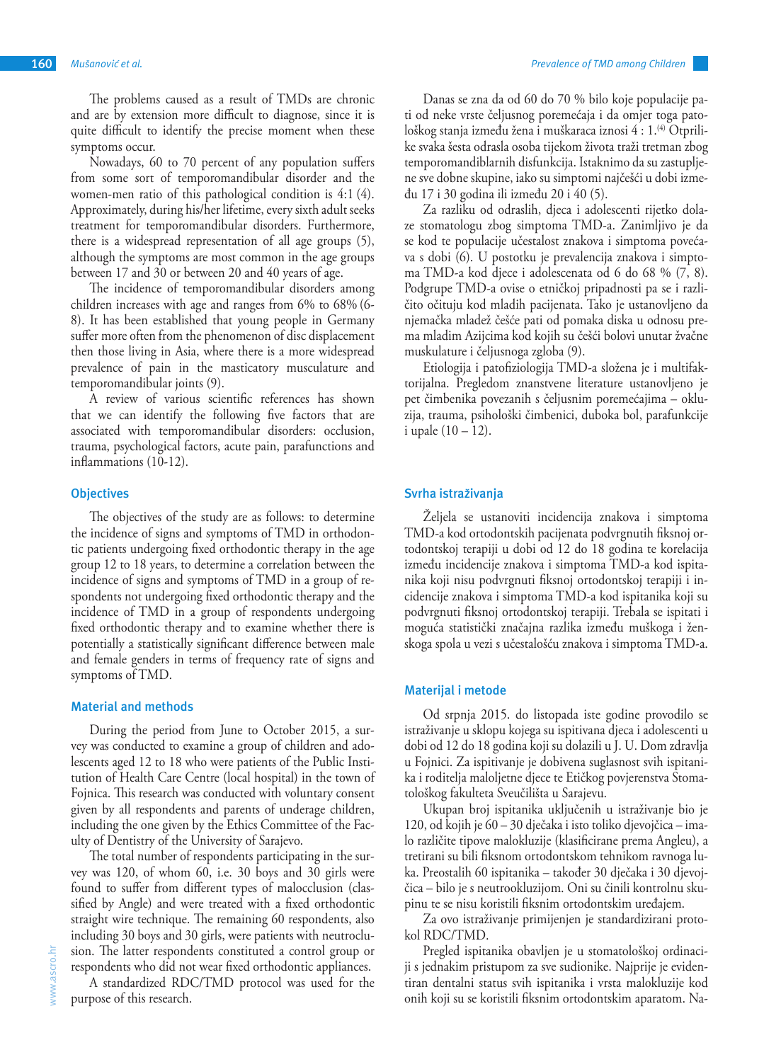The problems caused as a result of TMDs are chronic and are by extension more difficult to diagnose, since it is quite difficult to identify the precise moment when these symptoms occur.

Nowadays, 60 to 70 percent of any population suffers from some sort of temporomandibular disorder and the women-men ratio of this pathological condition is 4:1 (4). Approximately, during his/her lifetime, every sixth adult seeks treatment for temporomandibular disorders. Furthermore, there is a widespread representation of all age groups (5), although the symptoms are most common in the age groups between 17 and 30 or between 20 and 40 years of age.

The incidence of temporomandibular disorders among children increases with age and ranges from 6% to 68% (6-8). It has been established that young people in Germany suffer more often from the phenomenon of disc displacement then those living in Asia, where there is a more widespread prevalence of pain in the masticatory musculature and temporomandibular joints (9).

A review of various scientific references has shown that we can identify the following five factors that are associated with temporomandibular disorders: occlusion, trauma, psychological factors, acute pain, parafunctions and inflammations (10-12).

## Objectives

The objectives of the study are as follows: to determine the incidence of signs and symptoms of TMD in orthodontic patients undergoing fixed orthodontic therapy in the age group 12 to 18 years, to determine a correlation between the incidence of signs and symptoms of TMD in a group of respondents not undergoing fixed orthodontic therapy and the incidence of TMD in a group of respondents undergoing fixed orthodontic therapy and to examine whether there is potentially a statistically significant difference between male and female genders in terms of frequency rate of signs and symptoms of TMD.

## Material and methods

During the period from June to October 2015, a survey was conducted to examine a group of children and adolescents aged 12 to 18 who were patients of the Public Institution of Health Care Centre (local hospital) in the town of Fojnica. This research was conducted with voluntary consent given by all respondents and parents of underage children, including the one given by the Ethics Committee of the Faculty of Dentistry of the University of Sarajevo.

The total number of respondents participating in the survey was 120, of whom 60, i.e. 30 boys and 30 girls were found to suffer from different types of malocclusion (classified by Angle) and were treated with a fixed orthodontic straight wire technique. The remaining 60 respondents, also including 30 boys and 30 girls, were patients with neutroclusion. The latter respondents constituted a control group or respondents who did not wear fixed orthodontic appliances.

A standardized RDC/TMD protocol was used for the purpose of this research.

Danas se zna da od 60 do 70 % bilo koje populacije pati od neke vrste čeljusnog poremećaja i da omjer toga patološkog stanja između žena i muškaraca iznosi 4 : 1.[4] Otprilike svaka šesta odrasla osoba tijekom života traži tretman zbog temporomandiblarnih disfunkcija. Istaknimo da su zastupljene sve dobne skupine, iako su simptomi najčešći u dobi između 17 i 30 godina ili između 20 i 40 (5).

Za razliku od odraslih, djeca i adolescenti rijetko dolaze stomatologu zbog simptoma TMD-a. Zanimljivo je da se kod te populacije učestalost znakova i simptoma povećava s dobi (6). U postotku je prevalencija znakova i simptoma TMD-a kod djece i adolescenata od 6 do 68 % (7, 8). Podgrupe TMD-a ovise o etničkoj pripadnosti pa se i različito očituju kod mladih pacijenata. Tako je ustanovljeno da njemačka mladež češće pati od pomaka diska u odnosu prema mladim Azijcima kod kojih su češći bolovi unutar žvačne muskulature i čeljusnoga zgloba (9).

Etiologija i patofiziologija TMD-a složena je i multifaktorijalna. Pregledom znanstvene literature ustanovljeno je pet čimbenika povezanih s čeljusnim poremećajima – okluzija, trauma, psihološki čimbenici, duboka bol, parafunkcije i upale (10 – 12).

## Svrha istraživanja

Željela se ustanoviti incidencija znakova i simptoma TMD-a kod ortodontskih pacijenata podvrgnutih fiksnoj ortodontskoj terapiji u dobi od 12 do 18 godina te korelacija između incidencije znakova i simptoma TMD-a kod ispitanika koji nisu podvrgnuti fiksnoj ortodontskoj terapiji i incidencije znakova i simptoma TMD-a kod ispitanika koji su podvrgnuti fiksnoj ortodontskoj terapiji. Trebala se ispitati i moguća statistički značajna razlika između muškoga i ženskoga spola u vezi s učestalošću znakova i simptoma TMD-a.

## Materijal i metode

Od srpnja 2015. do listopada iste godine provodilo se istraživanje u sklopu kojega su ispitivana djeca i adolescenti u dobi od 12 do 18 godina koji su dolazili u J. U. Dom zdravlja u Fojnici. Za ispitivanje je dobivena suglasnost svih ispitanika i roditelja maloljetne djece te Etičkog povjerenstva Stomatološkog fakulteta Sveučilišta u Sarajevu.

Ukupan broj ispitanika uključenih u istraživanje bio je 120, od kojih je 60 – 30 dječaka i isto toliko djevojčica – imalo različite tipove malokluzije (klasificirane prema Angleu), a tretirani su bili fiksnom ortodontskom tehnikom ravnoga luka. Preostalih 60 ispitanika – također 30 dječaka i 30 djevojčica – bilo je s neutrookluzijom. Oni su činili kontrolnu skupinu te se nisu koristili fiksnim ortodontskim uređajem.

Za ovo istraživanje primijenjen je standardizirani protokol RDC/TMD.

Pregled ispitanika obavljen je u stomatološkoj ordinaciji s jednakim pristupom za sve sudionike. Najprije je evidentiran dentalni status svih ispitanika i vrsta malokluzije kod onih koji su se koristili fiksnim ortodontskim aparatom. Na-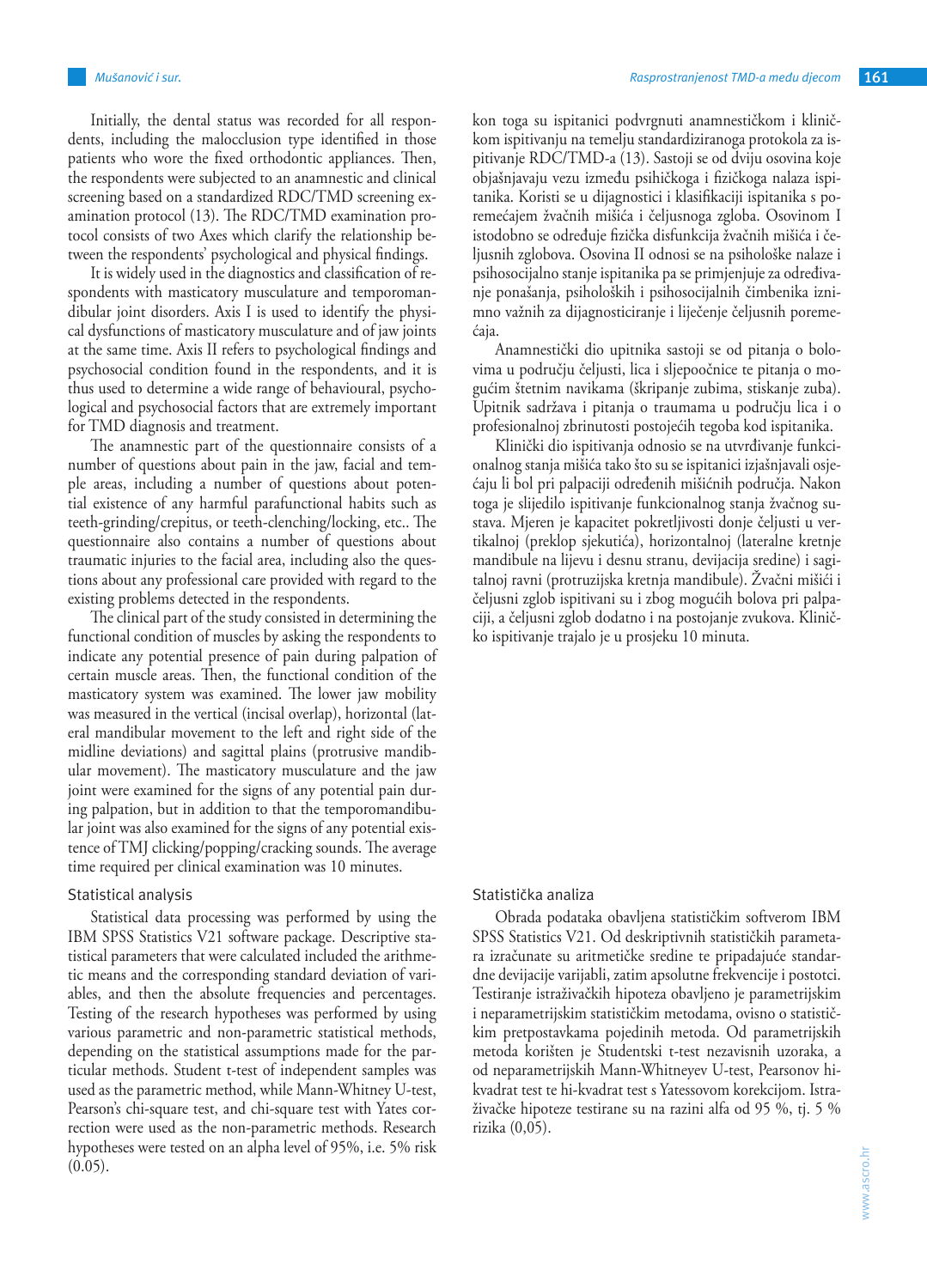Initially, the dental status was recorded for all respondents, including the malocclusion type identified in those patients who wore the fixed orthodontic appliances. Then, the respondents were subjected to an anamnestic and clinical screening based on a standardized RDC/TMD screening examination protocol (13). The RDC/TMD examination protocol consists of two Axes which clarify the relationship between the respondents' psychological and physical findings.

It is widely used in the diagnostics and classification of respondents with masticatory musculature and temporomandibular joint disorders. Axis I is used to identify the physical dysfunctions of masticatory musculature and of jaw joints at the same time. Axis II refers to psychological findings and psychosocial condition found in the respondents, and it is thus used to determine a wide range of behavioural, psychological and psychosocial factors that are extremely important for TMD diagnosis and treatment.

The anamnestic part of the questionnaire consists of a number of questions about pain in the jaw, facial and temple areas, including a number of questions about potential existence of any harmful parafunctional habits such as teeth-grinding/crepitus, or teeth-clenching/locking, etc.. The questionnaire also contains a number of questions about traumatic injuries to the facial area, including also the questions about any professional care provided with regard to the existing problems detected in the respondents.

The clinical part of the study consisted in determining the functional condition of muscles by asking the respondents to indicate any potential presence of pain during palpation of certain muscle areas. Then, the functional condition of the masticatory system was examined. The lower jaw mobility was measured in the vertical (incisal overlap), horizontal (lateral mandibular movement to the left and right side of the midline deviations) and sagittal plains (protrusive mandibular movement). The masticatory musculature and the jaw joint were examined for the signs of any potential pain during palpation, but in addition to that the temporomandibular joint was also examined for the signs of any potential existence of TMJ clicking/popping/cracking sounds. The average time required per clinical examination was 10 minutes.

## Statistical analysis

Statistical data processing was performed by using the IBM SPSS Statistics V21 software package. Descriptive statistical parameters that were calculated included the arithmetic means and the corresponding standard deviation of variables, and then the absolute frequencies and percentages. Testing of the research hypotheses was performed by using various parametric and non-parametric statistical methods, depending on the statistical assumptions made for the particular methods. Student t-test of independent samples was used as the parametric method, while Mann-Whitney U-test, Pearson's chi-square test, and chi-square test with Yates correction were used as the non-parametric methods. Research hypotheses were tested on an alpha level of 95%, i.e. 5% risk (0.05).

kon toga su ispitanici podvrgnuti anamnestičkom i kliničkom ispitivanju na temelju standardiziranoga protokola za ispitivanje RDC/TMD-a (13). Sastoji se od dviju osovina koje objašnjavaju vezu između psihičkoga i fizičkoga nalaza ispitanika. Koristi se u dijagnostici i klasifikaciji ispitanika s poremećajem žvačnih mišića i čeljusnoga zgloba. Osovinom I istodobno se određuje fizička disfunkcija žvačnih mišića i čeljusnih zglobova. Osovina II odnosi se na psihološke nalaze i psihosocijalno stanje ispitanika pa se primjenjuje za određivanje ponašanja, psiholoških i psihosocijalnih čimbenika iznimno važnih za dijagnosticiranje i liječenje čeljusnih poremećaja.

Anamnestički dio upitnika sastoji se od pitanja o bolovima u području čeljusti, lica i sljepoočnice te pitanja o mogućim štetnim navikama (škripanje zubima, stiskanje zuba). Upitnik sadržava i pitanja o traumama u području lica i o profesionalnoj zbrinutosti postojećih tegoba kod ispitanika.

Klinički dio ispitivanja odnosio se na utvrđivanje funkcionalnog stanja mišića tako što su se ispitanici izjašnjavali osjećaju li bol pri palpaciji određenih mišićnih područja. Nakon toga je slijedilo ispitivanje funkcionalnog stanja žvačnog sustava. Mjeren je kapacitet pokretljivosti donje čeljusti u vertikalnoj (preklop sjekutića), horizontalnoj (lateralne kretnje mandibule na lijevu i desnu stranu, devijacija sredine) i sagitalnoj ravni (protruzijska kretnja mandibule). Žvačni mišići i čeljusni zglob ispitivani su i zbog mogućih bolova pri palpaciji, a čeljusni zglob dodatno i na postojanje zvukova. Kliničko ispitivanje trajalo je u prosjeku 10 minuta.

## Statistička analiza

Obrada podataka obavljena statističkim softverom IBM SPSS Statistics V21. Od deskriptivnih statističkih parametara izračunate su aritmetičke sredine te pripadajuće standardne devijacije varijabli, zatim apsolutne frekvencije i postotci. Testiranje istraživačkih hipoteza obavljeno je parametrijskim i neparametrijskim statističkim metodama, ovisno o statističkim pretpostavkama pojedinih metoda. Od parametrijskih metoda korišten je Studentski t-test nezavisnih uzoraka, a od neparametrijskih Mann-Whitneyev U-test, Pearsonov hi-kvadrat test te hi-kvadrat test s Yatessovom korekcijom. Istraživačke hipoteze testirane su na razini alfa od 95 %, tj. 5 % rizika (0,05).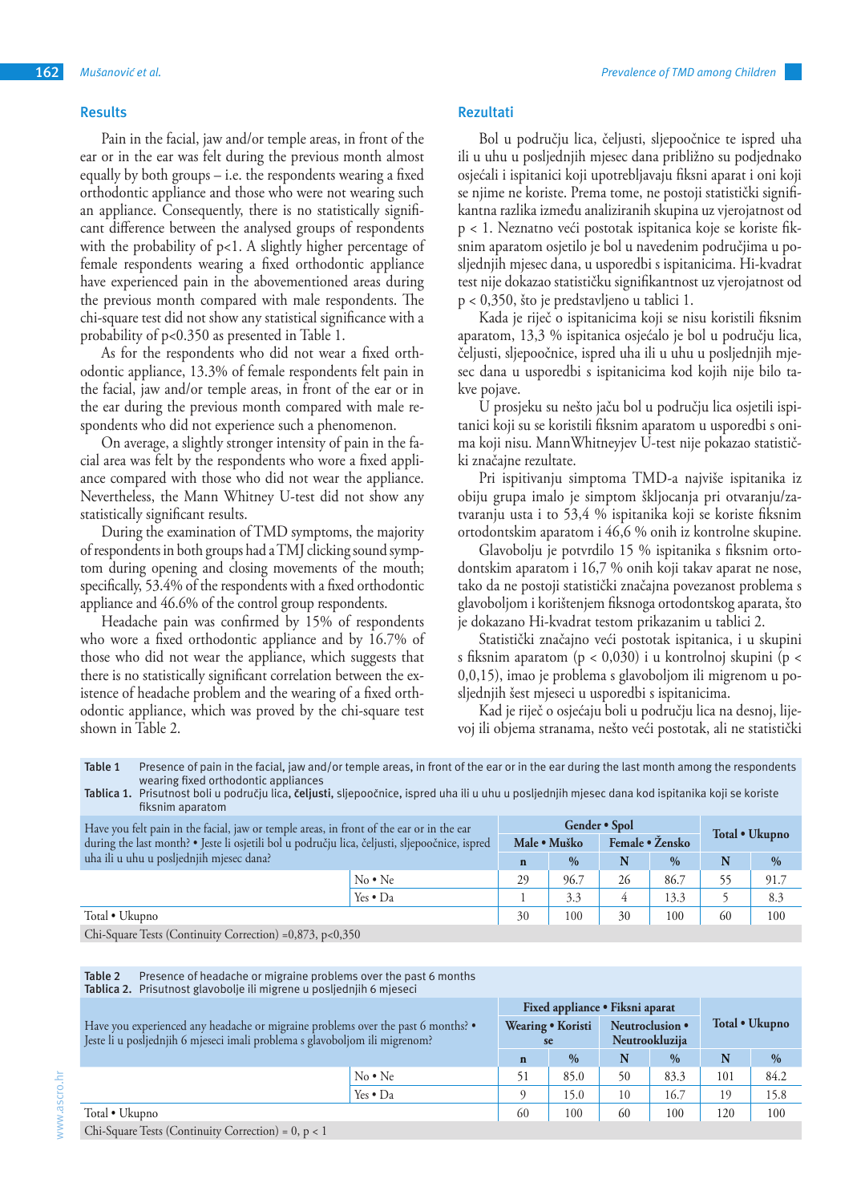## Results

Pain in the facial, jaw and/or temple areas, in front of the ear or in the ear was felt during the previous month almost equally by both groups – i.e. the respondents wearing a fixed orthodontic appliance and those who were not wearing such an appliance. Consequently, there is no statistically significant difference between the analysed groups of respondents with the probability of p<1. A slightly higher percentage of female respondents wearing a fixed orthodontic appliance have experienced pain in the abovementioned areas during the previous month compared with male respondents. The chi-square test did not show any statistical significance with a probability of p<0.350 as presented in Table 1.

As for the respondents who did not wear a fixed orthodontic appliance, 13.3% of female respondents felt pain in the facial, jaw and/or temple areas, in front of the ear or in the ear during the previous month compared with male respondents who did not experience such a phenomenon.

On average, a slightly stronger intensity of pain in the facial area was felt by the respondents who wore a fixed appliance compared with those who did not wear the appliance. Nevertheless, the Mann Whitney U-test did not show any statistically significant results.

During the examination of TMD symptoms, the majority of respondents in both groups had a TMJ clicking sound symptom during opening and closing movements of the mouth; specifically, 53.4% of the respondents with a fixed orthodontic appliance and 46.6% of the control group respondents.

Headache pain was confirmed by 15% of respondents who wore a fixed orthodontic appliance and by 16.7% of those who did not wear the appliance, which suggests that there is no statistically significant correlation between the existence of headache problem and the wearing of a fixed orthodontic appliance, which was proved by the chi-square test shown in Table 2.

## Rezultati

Bol u području lica, čeljusti, sljepoočnice te ispred uha ili u uhu u posljednjih mjesec dana približno su podjednako osjećali i ispitanici koji upotrebljavaju fiksni aparat i oni koji se njime ne koriste. Prema tome, ne postoji statistički signifikantna razlika između analiziranih skupina uz vjerojatnost od p < 1. Neznatno veći postotak ispitanica koje se koriste fiksnim aparatom osjetilo je bol u navedenim područjima u posljednjih mjesec dana, u usporedbi s ispitanicima. Hi-kvadrat test nije dokazao statističku signifikantnost uz vjerojatnost od p < 0,350, što je predstavljeno u tablici 1.

Kada je riječ o ispitanicima koji se nisu koristili fiksnim aparatom, 13,3 % ispitanica osjećalo je bol u području lica, čeljusti, sljepoočnice, ispred uha ili u uhu u posljednjih mjesec dana u usporedbi s ispitanicima kod kojih nije bilo takve pojave.

U prosjeku su nešto jaču bol u području lica osjetili ispitanici koji su se koristili fiksnim aparatom u usporedbi s onima koji nisu. MannWhitneyjev U-test nije pokazao statistički značajne rezultate.

Pri ispitivanju simptoma TMD-a najviše ispitanika iz obiju grupa imalo je simptom škljocanja pri otvaranju/zatvaranju usta i to 53,4 % ispitanika koji se koriste fiksnim ortodontskim aparatom i 46,6 % onih iz kontrolne skupine.

Glavobolju je potvrdilo 15 % ispitanika s fiksnim ortodontskim aparatom i 16,7 % onih koji takav aparat ne nose, tako da ne postoji statistički značajna povezanost problema s glavoboljom i korištenjem fiksnoga ortodontskog aparata, što je dokazano Hi-kvadrat testom prikazanim u tablici 2.

Statistički značajno veći postotak ispitanica, i u skupini s fiksnim aparatom (p < 0,030) i u kontrolnoj skupini (p < 0,0,15), imao je problema s glavoboljom ili migrenom u posljednjih šest mjeseci u usporedbi s ispitanicima.

Kad je riječ o osjećaju boli u području lica na desnoj, lijevoj ili objema stranama, nešto veći postotak, ali ne statistički

**Table 1** Presence of pain in the facial, jaw and/or temple areas, in front of the ear or in the ear during the last month among the respondents wearing fixed orthodontic appliances
**Tablica 1.** Prisutnost boli u području lica, **čeljusti**, sljepoočnice, ispred uha ili u uhu u posljednjih mjesec dana kod ispitanika koji se koriste fiksnim aparatom

| Have you felt pain in the facial, jaw or temple areas, in front of the ear or in the ear during the last month? • Jeste li osjetili bol u području lica, čeljusti, sljepoočnice, ispred uha ili u uhu u posljednjih mjesec dana? | | Gender • Spol | | | | Total • Ukupno | |
|---|---|---|---|---|---|---|---|
| | | Male • Muško | | Female • Žensko | | | |
| | | n | % | N | % | N | % |
| | No • Ne | 29 | 96.7 | 26 | 86.7 | 55 | 91.7 |
| | Yes • Da | 1 | 3.3 | 4 | 13.3 | 5 | 8.3 |
| Total • Ukupno | | 30 | 100 | 30 | 100 | 60 | 100 |
| Chi-Square Tests (Continuity Correction) =0,873, p<0,350 | | | | | | | |

**Table 2** Presence of headache or migraine problems over the past 6 months
**Tablica 2.** Prisutnost glavobolje ili migrene u posljednjih 6 mjeseci

| Have you experienced any headache or migraine problems over the past 6 months? • Jeste li u posljednjih 6 mjeseci imali problema s glavoboljom ili migrenom? | | Fixed appliance • Fiksni aparat | | | | Total • Ukupno | |
|---|---|---|---|---|---|---|---|
| | | Wearing • Koristi se | | Neutroclusion • Neutrookluzija | | | |
| | | n | % | N | % | N | % |
| | No • Ne | 51 | 85.0 | 50 | 83.3 | 101 | 84.2 |
| | Yes • Da | 9 | 15.0 | 10 | 16.7 | 19 | 15.8 |
| Total • Ukupno | | 60 | 100 | 60 | 100 | 120 | 100 |
| Chi-Square Tests (Continuity Correction) = 0, p < 1 | | | | | | | |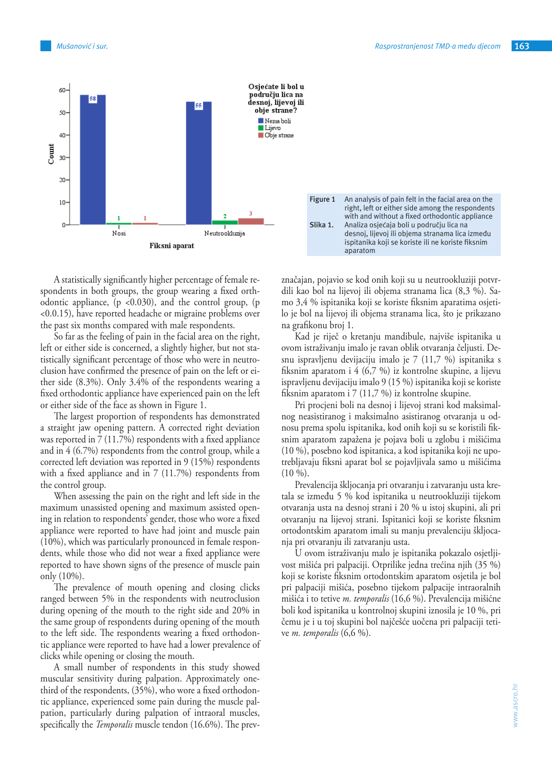Figure 1 An analysis of pain felt in the facial area on the right, left or either side among the respondents with and without a fixed orthodontic appliance

Slika 1. Analiza osjećaja boli u području lica na desnoj, lijevoj ili objema stranama lica između ispitanika koji se koriste ili ne koriste fiksnim aparatom

A statistically significantly higher percentage of female respondents in both groups, the group wearing a fixed orthodontic appliance, (p <0.030), and the control group, (p <0.0.15), have reported headache or migraine problems over the past six months compared with male respondents.

So far as the feeling of pain in the facial area on the right, left or either side is concerned, a slightly higher, but not statistically significant percentage of those who were in neutroclusion have confirmed the presence of pain on the left or either side (8.3%). Only 3.4% of the respondents wearing a fixed orthodontic appliance have experienced pain on the left or either side of the face as shown in Figure 1.

The largest proportion of respondents has demonstrated a straight jaw opening pattern. A corrected right deviation was reported in 7 (11.7%) respondents with a fixed appliance and in 4 (6.7%) respondents from the control group, while a corrected left deviation was reported in 9 (15%) respondents with a fixed appliance and in 7 (11.7%) respondents from the control group.

When assessing the pain on the right and left side in the maximum unassisted opening and maximum assisted opening in relation to respondents' gender, those who wore a fixed appliance were reported to have had joint and muscle pain (10%), which was particularly pronounced in female respondents, while those who did not wear a fixed appliance were reported to have shown signs of the presence of muscle pain only (10%).

The prevalence of mouth opening and closing clicks ranged between 5% in the respondents with neutroclusion during opening of the mouth to the right side and 20% in the same group of respondents during opening of the mouth to the left side. The respondents wearing a fixed orthodontic appliance were reported to have had a lower prevalence of clicks while opening or closing the mouth.

A small number of respondents in this study showed muscular sensitivity during palpation. Approximately one-third of the respondents, (35%), who wore a fixed orthodontic appliance, experienced some pain during the muscle palpation, particularly during palpation of intraoral muscles, specifically the *Temporalis* muscle tendon (16.6%). The prev-

značajan, pojavio se kod onih koji su u neutrookluziji potvrdili kao bol na lijevoj ili objema stranama lica (8,3 %). Samo 3,4 % ispitanika koji se koriste fiksnim aparatima osjetilo je bol na lijevoj ili objema stranama lica, što je prikazano na grafikonu broj 1.

Kad je riječ o kretanju mandibule, najviše ispitanika u ovom istraživanju imalo je ravan oblik otvaranja čeljusti. Desnu ispravljenu devijaciju imalo je 7 (11,7 %) ispitanika s fiksnim aparatom i 4 (6,7 %) iz kontrolne skupine, a lijevu ispravljenu devijaciju imalo 9 (15 %) ispitanika koji se koriste fiksnim aparatom i 7 (11,7 %) iz kontrolne skupine.

Pri procjeni boli na desnoj i lijevoj strani kod maksimalnog neasistiranog i maksimalno asistiranog otvaranja u odnosu prema spolu ispitanika, kod onih koji su se koristili fiksnim aparatom zapažena je pojava boli u zglobu i mišićima (10 %), posebno kod ispitanica, a kod ispitanika koji ne upotrebljavaju fiksni aparat bol se pojavljivala samo u mišićima (10 %).

Prevalencija škljocanja pri otvaranju i zatvaranju usta kretala se između 5 % kod ispitanika u neutrookluziji tijekom otvaranja usta na desnoj strani i 20 % u istoj skupini, ali pri otvaranju na lijevoj strani. Ispitanici koji se koriste fiksnim ortodontskim aparatom imali su manju prevalenciju škljocanja pri otvaranju ili zatvaranju usta.

U ovom istraživanju malo je ispitanika pokazalo osjetljivost mišića pri palpaciji. Otprilike jedna trećina njih (35 %) koji se koriste fiksnim ortodontskim aparatom osjetila je bol pri palpaciji mišića, posebno tijekom palpacije intraoralnih mišića i to tetive *m. temporalis* (16,6 %). Prevalencija mišićne boli kod ispitanika u kontrolnoj skupini iznosila je 10 %, pri čemu je i u toj skupini bol najčešće uočena pri palpaciji tetive *m. temporalis* (6,6 %).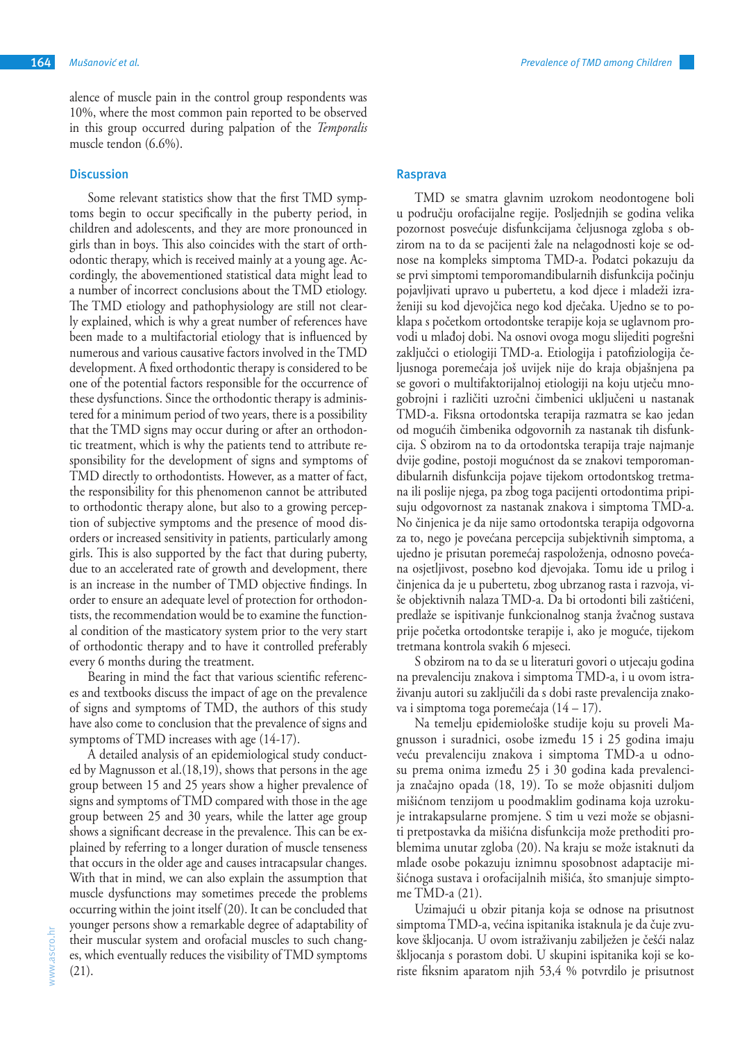alence of muscle pain in the control group respondents was 10%, where the most common pain reported to be observed in this group occurred during palpation of the *Temporalis* muscle tendon (6.6%).

## Discussion

Some relevant statistics show that the first TMD symptoms begin to occur specifically in the puberty period, in children and adolescents, and they are more pronounced in girls than in boys. This also coincides with the start of orthodontic therapy, which is received mainly at a young age. Accordingly, the abovementioned statistical data might lead to a number of incorrect conclusions about the TMD etiology. The TMD etiology and pathophysiology are still not clearly explained, which is why a great number of references have been made to a multifactorial etiology that is influenced by numerous and various causative factors involved in the TMD development. A fixed orthodontic therapy is considered to be one of the potential factors responsible for the occurrence of these dysfunctions. Since the orthodontic therapy is administered for a minimum period of two years, there is a possibility that the TMD signs may occur during or after an orthodontic treatment, which is why the patients tend to attribute responsibility for the development of signs and symptoms of TMD directly to orthodontists. However, as a matter of fact, the responsibility for this phenomenon cannot be attributed to orthodontic therapy alone, but also to a growing perception of subjective symptoms and the presence of mood disorders or increased sensitivity in patients, particularly among girls. This is also supported by the fact that during puberty, due to an accelerated rate of growth and development, there is an increase in the number of TMD objective findings. In order to ensure an adequate level of protection for orthodontists, the recommendation would be to examine the functional condition of the masticatory system prior to the very start of orthodontic therapy and to have it controlled preferably every 6 months during the treatment.

Bearing in mind the fact that various scientific references and textbooks discuss the impact of age on the prevalence of signs and symptoms of TMD, the authors of this study have also come to conclusion that the prevalence of signs and symptoms of TMD increases with age (14-17).

A detailed analysis of an epidemiological study conducted by Magnusson et al.(18,19), shows that persons in the age group between 15 and 25 years show a higher prevalence of signs and symptoms of TMD compared with those in the age group between 25 and 30 years, while the latter age group shows a significant decrease in the prevalence. This can be explained by referring to a longer duration of muscle tenseness that occurs in the older age and causes intracapsular changes. With that in mind, we can also explain the assumption that muscle dysfunctions may sometimes precede the problems occurring within the joint itself (20). It can be concluded that younger persons show a remarkable degree of adaptability of their muscular system and orofacial muscles to such changes, which eventually reduces the visibility of TMD symptoms (21).

## Rasprava

TMD se smatra glavnim uzrokom neodontogene boli u području orofacijalne regije. Posljednjih se godina velika pozornost posvećuje disfunkcijama čeljusnoga zgloba s obzirom na to da se pacijenti žale na nelagodnosti koje se odnose na kompleks simptoma TMD-a. Podatci pokazuju da se prvi simptomi temporomandibularnih disfunkcija počinju pojavljivati upravo u pubertetu, a kod djece i mladeži izraženiji su kod djevojčica nego kod dječaka. Ujedno se to poklapa s početkom ortodontske terapije koja se uglavnom provodi u mlađoj dobi. Na osnovi ovoga mogu slijediti pogrešni zaključci o etiologiji TMD-a. Etiologija i patofiziologija čeljusnoga poremećaja još uvijek nije do kraja objašnjena pa se govori o multifaktorijalnoj etiologiji na koju utječu mnogobrojni i različiti uzročni čimbenici uključeni u nastanak TMD-a. Fiksna ortodontska terapija razmatra se kao jedan od mogućih čimbenika odgovornih za nastanak tih disfunkcija. S obzirom na to da ortodontska terapija traje najmanje dvije godine, postoji mogućnost da se znakovi temporomandibularnih disfunkcija pojave tijekom ortodontskog tretmana ili poslije njega, pa zbog toga pacijenti ortodontima pripisuju odgovornost za nastanak znakova i simptoma TMD-a. No činjenica je da nije samo ortodontska terapija odgovorna za to, nego je povećana percepcija subjektivnih simptoma, a ujedno je prisutan poremećaj raspoloženja, odnosno povećana osjetljivost, posebno kod djevojaka. Tomu ide u prilog i činjenica da je u pubertetu, zbog ubrzanog rasta i razvoja, više objektivnih nalaza TMD-a. Da bi ortodonti bili zaštićeni, predlaže se ispitivanje funkcionalnog stanja žvačnog sustava prije početka ortodontske terapije i, ako je moguće, tijekom tretmana kontrola svakih 6 mjeseci.

S obzirom na to da se u literaturi govori o utjecaju godina na prevalenciju znakova i simptoma TMD-a, i u ovom istraživanju autori su zaključili da s dobi raste prevalencija znakova i simptoma toga poremećaja (14 – 17).

Na temelju epidemiološke studije koju su proveli Magnusson i suradnici, osobe između 15 i 25 godina imaju veću prevalenciju znakova i simptoma TMD-a u odnosu prema onima između 25 i 30 godina kada prevalencija značajno opada (18, 19). To se može objasniti duljom mišićnom tenzijom u poodmaklim godinama koja uzrokuje intrakapsularne promjene. S tim u vezi može se objasniti pretpostavka da mišićna disfunkcija može prethoditi problemima unutar zgloba (20). Na kraju se može istaknuti da mlađe osobe pokazuju iznimnu sposobnost adaptacije mišićnoga sustava i orofacijalnih mišića, što smanjuje simptome TMD-a (21).

Uzimajući u obzir pitanja koja se odnose na prisutnost simptoma TMD-a, većina ispitanika istaknula je da čuje zvukove škljocanja. U ovom istraživanju zabilježen je češći nalaz škljocanja s porastom dobi. U skupini ispitanika koji se koriste fiksnim aparatom njih 53,4 % potvrdilo je prisutnost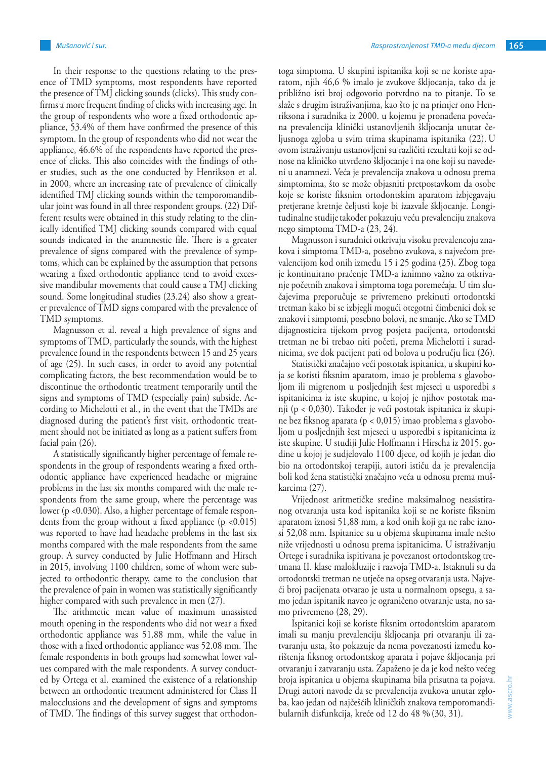In their response to the questions relating to the presence of TMD symptoms, most respondents have reported the presence of TMJ clicking sounds (clicks). This study confirms a more frequent finding of clicks with increasing age. In the group of respondents who wore a fixed orthodontic appliance, 53.4% of them have confirmed the presence of this symptom. In the group of respondents who did not wear the appliance, 46.6% of the respondents have reported the presence of clicks. This also coincides with the findings of other studies, such as the one conducted by Henrikson et al. in 2000, where an increasing rate of prevalence of clinically identified TMJ clicking sounds within the temporomandibular joint was found in all three respondent groups. (22) Different results were obtained in this study relating to the clinically identified TMJ clicking sounds compared with equal sounds indicated in the anamnestic file. There is a greater prevalence of signs compared with the prevalence of symptoms, which can be explained by the assumption that persons wearing a fixed orthodontic appliance tend to avoid excessive mandibular movements that could cause a TMJ clicking sound. Some longitudinal studies (23.24) also show a greater prevalence of TMD signs compared with the prevalence of TMD symptoms.

Magnusson et al. reveal a high prevalence of signs and symptoms of TMD, particularly the sounds, with the highest prevalence found in the respondents between 15 and 25 years of age (25). In such cases, in order to avoid any potential complicating factors, the best recommendation would be to discontinue the orthodontic treatment temporarily until the signs and symptoms of TMD (especially pain) subside. According to Michelotti et al., in the event that the TMDs are diagnosed during the patient's first visit, orthodontic treatment should not be initiated as long as a patient suffers from facial pain (26).

A statistically significantly higher percentage of female respondents in the group of respondents wearing a fixed orthodontic appliance have experienced headache or migraine problems in the last six months compared with the male respondents from the same group, where the percentage was lower ($p < 0.030$). Also, a higher percentage of female respondents from the group without a fixed appliance ($p < 0.015$) was reported to have had headache problems in the last six months compared with the male respondents from the same group. A survey conducted by Julie Hoffmann and Hirsch in 2015, involving 1100 children, some of whom were subjected to orthodontic therapy, came to the conclusion that the prevalence of pain in women was statistically significantly higher compared with such prevalence in men (27).

The arithmetic mean value of maximum unassisted mouth opening in the respondents who did not wear a fixed orthodontic appliance was 51.88 mm, while the value in those with a fixed orthodontic appliance was 52.08 mm. The female respondents in both groups had somewhat lower values compared with the male respondents. A survey conducted by Ortega et al. examined the existence of a relationship between an orthodontic treatment administered for Class II malocclusions and the development of signs and symptoms of TMD. The findings of this survey suggest that orthodon-

toga simptoma. U skupini ispitanika koji se ne koriste aparatom, njih 46,6 % imalo je zvukove škljocanja, tako da je približno isti broj odgovorio potvrdno na to pitanje. To se slaže s drugim istraživanjima, kao što je na primjer ono Henriksona i suradnika iz 2000. u kojemu je pronađena povećana prevalencija klinički ustanovljenih škljocanja unutar čeljusnoga zgloba u svim trima skupinama ispitanika (22). U ovom istraživanju ustanovljeni su različiti rezultati koji se odnose na klinički utvrđeno škljocanje i na one koji su navedeni u anamnezi. Veća je prevalencija znakova u odnosu prema simptomima, što se može objasniti pretpostavkom da osobe koje se koriste fiksnim ortodontskim aparatom izbjegavaju pretjerane kretnje čeljusti koje bi izazvale škljocanje. Longitudinalne studije također pokazuju veću prevalenciju znakova nego simptoma TMD-a (23, 24).

Magnusson i suradnici otkrivaju visoku prevalencoju znakova i simptoma TMD-a, posebno zvukova, s najvećom prevalencijom kod onih između 15 i 25 godina (25). Zbog toga je kontinuirano praćenje TMD-a iznimno važno za otkrivanje početnih znakova i simptoma toga poremećaja. U tim slučajevima preporučuje se privremeno prekinuti ortodontski tretman kako bi se izbjegli mogući otegotni čimbenici dok se znakovi i simptomi, posebno bolovi, ne smanje. Ako se TMD dijagnosticira tijekom prvog posjeta pacijenta, ortodontski tretman ne bi trebao niti početi, prema Michelotti i suradnicima, sve dok pacijent pati od bolova u području lica (26).

Statistički značajno veći postotak ispitanica, u skupini koja se koristi fiksnim aparatom, imao je problema s glavoboljom ili migrenom u posljednjih šest mjeseci u usporedbi s ispitanicima iz iste skupine, u kojoj je njihov postotak manji ($p < 0{,}030$). Također je veći postotak ispitanica iz skupine bez fiksnog aparata ($p < 0{,}015$) imao problema s glavoboljom u posljednjih šest mjeseci u usporedbi s ispitanicima iz iste skupine. U studiji Julie Hoffmann i Hirscha iz 2015. godine u kojoj je sudjelovalo 1100 djece, od kojih je jedan dio bio na ortodontskoj terapiji, autori ističu da je prevalencija boli kod žena statistički značajno veća u odnosu prema muškarcima (27).

Vrijednost aritmetičke sredine maksimalnog neasistiranog otvaranja usta kod ispitanika koji se ne koriste fiksnim aparatom iznosi 51,88 mm, a kod onih koji ga ne rabe iznosi 52,08 mm. Ispitanice su u objema skupinama imale nešto niže vrijednosti u odnosu prema ispitanicima. U istraživanju Ortege i suradnika ispitivana je povezanost ortodontskog tretmana II. klase malokluzije i razvoja TMD-a. Istaknuli su da ortodontski tretman ne utječe na opseg otvaranja usta. Najveći broj pacijenata otvarao je usta u normalnom opsegu, a samo jedan ispitanik naveo je ograničeno otvaranje usta, no samo privremeno (28, 29).

Ispitanici koji se koriste fiksnim ortodontskim aparatom imali su manju prevalenciju škljocanja pri otvaranju ili zatvaranju usta, što pokazuje da nema povezanosti između korištenja fiksnog ortodontskog aparata i pojave škljocanja pri otvaranju i zatvaranju usta. Zapaženo je da je kod nešto većeg broja ispitanica u objema skupinama bila prisutna ta pojava. Drugi autori navode da se prevalencija zvukova unutar zgloba, kao jedan od najčešćih kliničkih znakova temporomandibularnih disfunkcija, kreće od 12 do 48 % (30, 31).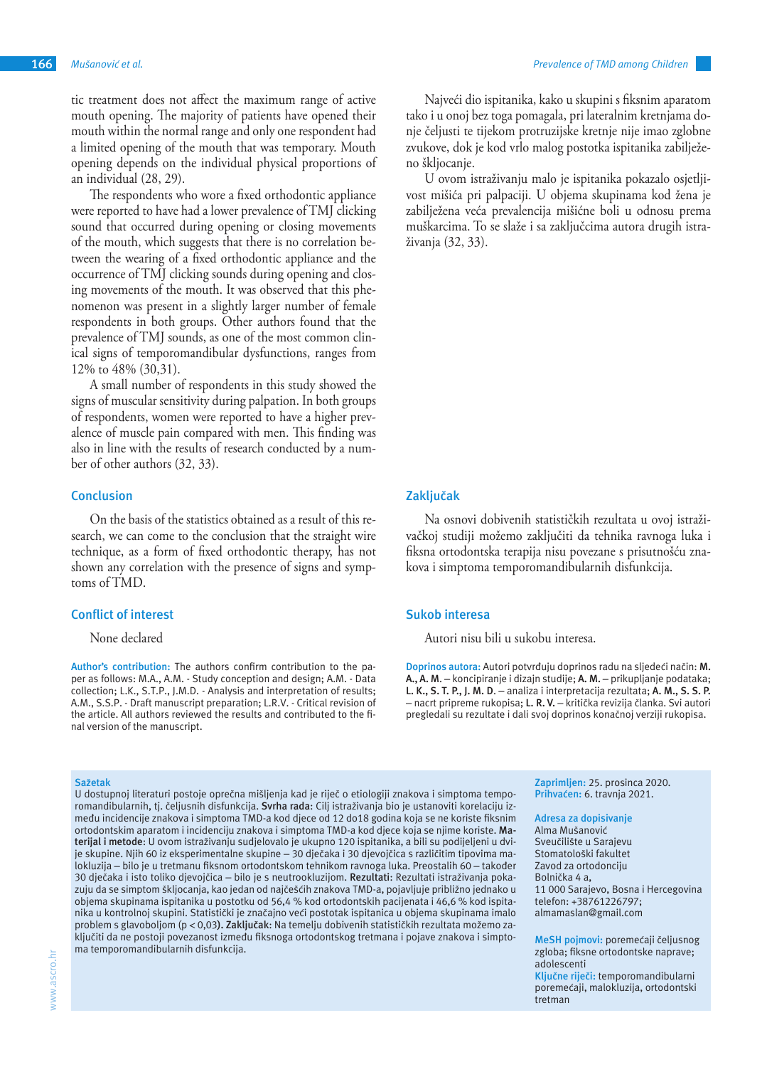tic treatment does not affect the maximum range of active mouth opening. The majority of patients have opened their mouth within the normal range and only one respondent had a limited opening of the mouth that was temporary. Mouth opening depends on the individual physical proportions of an individual (28, 29).

The respondents who wore a fixed orthodontic appliance were reported to have had a lower prevalence of TMJ clicking sound that occurred during opening or closing movements of the mouth, which suggests that there is no correlation between the wearing of a fixed orthodontic appliance and the occurrence of TMJ clicking sounds during opening and closing movements of the mouth. It was observed that this phenomenon was present in a slightly larger number of female respondents in both groups. Other authors found that the prevalence of TMJ sounds, as one of the most common clinical signs of temporomandibular dysfunctions, ranges from 12% to 48% (30,31).

A small number of respondents in this study showed the signs of muscular sensitivity during palpation. In both groups of respondents, women were reported to have a higher prevalence of muscle pain compared with men. This finding was also in line with the results of research conducted by a number of other authors (32, 33).

## Conclusion

On the basis of the statistics obtained as a result of this research, we can come to the conclusion that the straight wire technique, as a form of fixed orthodontic therapy, has not shown any correlation with the presence of signs and symptoms of TMD.

## Conflict of interest

None declared

**Author's contribution:** The authors confirm contribution to the paper as follows: M.A., A.M. - Study conception and design; A.M. - Data collection; L.K., S.T.P., J.M.D. - Analysis and interpretation of results; A.M., S.S.P. - Draft manuscript preparation; L.R.V. - Critical revision of the article. All authors reviewed the results and contributed to the final version of the manuscript.

Najveći dio ispitanika, kako u skupini s fiksnim aparatom tako i u onoj bez toga pomagala, pri lateralnim kretnjama donje čeljusti te tijekom protruzijske kretnje nije imao zglobne zvukove, dok je kod vrlo malog postotka ispitanika zabilježeno škljocanje.

U ovom istraživanju malo je ispitanika pokazalo osjetljivost mišića pri palpaciji. U objema skupinama kod žena je zabilježena veća prevalencija mišićne boli u odnosu prema muškarcima. To se slaže i sa zaključcima autora drugih istraživanja (32, 33).

## Zaključak

Na osnovi dobivenih statističkih rezultata u ovoj istraživačkoj studiji možemo zaključiti da tehnika ravnoga luka i fiksna ortodontska terapija nisu povezane s prisutnošću znakova i simptoma temporomandibularnih disfunkcija.

## Sukob interesa

Autori nisu bili u sukobu interesa.

**Doprinos autora:** Autori potvrđuju doprinos radu na sljedeći način: **M. A., A. M.** – koncipiranje i dizajn studije; **A. M.** – prikupljanje podataka; **L. K., S. T. P., J. M. D.** – analiza i interpretacija rezultata; **A. M., S. S. P.** – nacrt pripreme rukopisa; **L. R. V.** – kritička revizija članka. Svi autori pregledali su rezultate i dali svoj doprinos konačnoj verziji rukopisa.

### Sažetak

U dostupnoj literaturi postoje oprečna mišljenja kad je riječ o etiologiji znakova i simptoma temporomandibularnih, tj. čeljusnih disfunkcija. **Svrha rada**: Cilj istraživanja bio je ustanoviti korelaciju između incidencije znakova i simptoma TMD-a kod djece od 12 do18 godina koja se ne koriste fiksnim ortodontskim aparatom i incidenciju znakova i simptoma TMD-a kod djece koja se njime koriste. **Materijal i metode**: U ovom istraživanju sudjelovalo je ukupno 120 ispitanika, a bili su podijeljeni u dvije skupine. Njih 60 iz eksperimentalne skupine – 30 dječaka i 30 djevojčica s različitim tipovima malokluzija – bilo je u tretmanu fiksnom ortodontskom tehnikom ravnoga luka. Preostalih 60 – također 30 dječaka i isto toliko djevojčica – bilo je s neutrookluzijom. **Rezultati**: Rezultati istraživanja pokazuju da se simptom škljocanja, kao jedan od najčešćih znakova TMD-a, pojavljuje približno jednako u objema skupinama ispitanika u postotku od 56,4 % kod ortodontskih pacijenata i 46,6 % kod ispitanika u kontrolnoj skupini. Statistički je značajno veći postotak ispitanica u objema skupinama imalo problem s glavoboljom ($p < 0,03$). **Zaključak**: Na temelju dobivenih statističkih rezultata možemo zaključiti da ne postoji povezanost između fiksnoga ortodontskog tretmana i pojave znakova i simptoma temporomandibularnih disfunkcija.

**Zaprimljen:** 25. prosinca 2020.
**Prihvaćen:** 6. travnja 2021.

**Adresa za dopisivanje**
Alma Mušanović
Sveučilište u Sarajevu
Stomatološki fakultet
Zavod za ortodonciju
Bolnička 4 a,
11 000 Sarajevo, Bosna i Hercegovina
telefon: +38761226797;
almamaslan@gmail.com

**MeSH pojmovi:** poremećaji čeljusnog zgloba; fiksne ortodontske naprave; adolescenti
**Ključne riječi:** temporomandibularni poremećaji, malokluzija, ortodontski tretman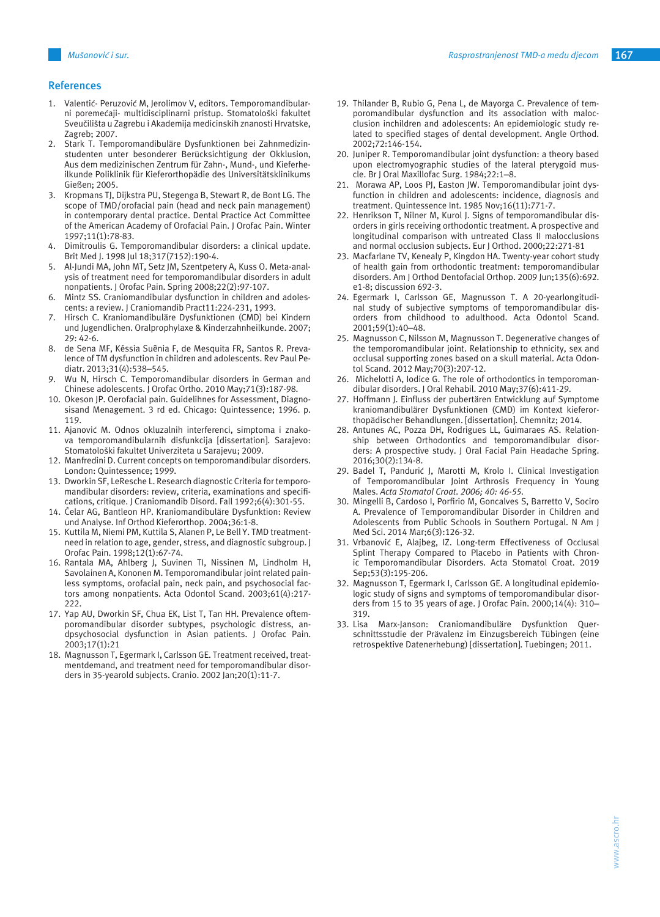## References

1. Valentić- Peruzović M, Jerolimov V, editors. Temporomandibularni poremećaji- multidisciplinarni pristup. Stomatološki fakultet Sveučilišta u Zagrebu i Akademija medicinskih znanosti Hrvatske, Zagreb; 2007.
2. Stark T. Temporomandibuläre Dysfunktionen bei Zahnmedizinstudenten unter besonderer Berücksichtigung der Okklusion, Aus dem medizinischen Zentrum für Zahn-, Mund-, und Kieferheilkunde Poliklinik für Kieferorthopädie des Universitätsklinikums Gießen; 2005.
3. Kropmans TJ, Dijkstra PU, Stegenga B, Stewart R, de Bont LG. The scope of TMD/orofacial pain (head and neck pain management) in contemporary dental practice. Dental Practice Act Committee of the American Academy of Orofacial Pain. J Orofac Pain. Winter 1997;11(1):78-83.
4. Dimitroulis G. Temporomandibular disorders: a clinical update. Brit Med J. 1998 Jul 18;317(7152):190-4.
5. Al-Jundi MA, John MT, Setz JM, Szentpetery A, Kuss O. Meta-analysis of treatment need for temporomandibular disorders in adult nonpatients. J Orofac Pain. Spring 2008;22(2):97-107.
6. Mintz SS. Craniomandibular dysfunction in children and adolescents: a review. J Craniomandib Pract11:224-231, 1993.
7. Hirsch C. Kraniomandibuläre Dysfunktionen (CMD) bei Kindern und Jugendlichen. Oralprophylaxe & Kinderzahnheilkunde. 2007; 29: 42-6.
8. de Sena MF, Késsia Suênia F, de Mesquita FR, Santos R. Prevalence of TM dysfunction in children and adolescents. Rev Paul Pediatr. 2013;31(4):538–545.
9. Wu N, Hirsch C. Temporomandibular disorders in German and Chinese adolescents. J Orofac Ortho. 2010 May;71(3):187-98.
10. Okeson JP. Oerofacial pain. Guidelihnes for Assessment, Diagnosisand Menagement. 3 rd ed. Chicago: Quintessence; 1996. p. 119.
11. Ajanović M. Odnos okluzalnih interferenci, simptoma i znakova temporomandibularnih disfunkcija [dissertation]. Sarajevo: Stomatološki fakultet Univerziteta u Sarajevu; 2009.
12. Manfredini D. Current concepts on temporomandibular disorders. London: Quintessence; 1999.
13. Dworkin SF, LeResche L. Research diagnostic Criteria for temporomandibular disorders: review, criteria, examinations and specifications, critique. J Craniomandib Disord. Fall 1992;6(4):301-55.
14. Čelar AG, Bantleon HP. Kraniomandibuläre Dysfunktion: Review und Analyse. Inf Orthod Kieferorthop. 2004;36:1-8.
15. Kuttila M, Niemi PM, Kuttila S, Alanen P, Le Bell Y. TMD treatment-need in relation to age, gender, stress, and diagnostic subgroup. J Orofac Pain. 1998;12(1):67-74.
16. Rantala MA, Ahlberg J, Suvinen TI, Nissinen M, Lindholm H, Savolainen A, Kononen M. Temporomandibular joint related painless symptoms, orofacial pain, neck pain, and psychosocial factors among nonpatients. Acta Odontol Scand. 2003;61(4):217-222.
17. Yap AU, Dworkin SF, Chua EK, List T, Tan HH. Prevalence oftemporomandibular disorder subtypes, psychologic distress, andpsychosocial dysfunction in Asian patients. J Orofac Pain. 2003;17(1):21
18. Magnusson T, Egermark I, Carlsson GE. Treatment received, treatmentdemand, and treatment need for temporomandibular disorders in 35-yearold subjects. Cranio. 2002 Jan;20(1):11-7.
19. Thilander B, Rubio G, Pena L, de Mayorga C. Prevalence of temporomandibular dysfunction and its association with malocclusion inchildren and adolescents: An epidemiologic study related to specified stages of dental development. Angle Orthod. 2002;72:146-154.
20. Juniper R. Temporomandibular joint dysfunction: a theory based upon electromyographic studies of the lateral pterygoid muscle. Br J Oral Maxillofac Surg. 1984;22:1–8.
21. Morawa AP, Loos PJ, Easton JW. Temporomandibular joint dysfunction in children and adolescents: incidence, diagnosis and treatment. Quintessence Int. 1985 Nov;16(11):771-7.
22. Henrikson T, Nilner M, Kurol J. Signs of temporomandibular disorders in girls receiving orthodontic treatment. A prospective and longitudinal comparison with untreated Class II malocclusions and normal occlusion subjects. Eur J Orthod. 2000;22:271-81
23. Macfarlane TV, Kenealy P, Kingdon HA. Twenty-year cohort study of health gain from orthodontic treatment: temporomandibular disorders. Am J Orthod Dentofacial Orthop. 2009 Jun;135(6):692.e1-8; discussion 692-3.
24. Egermark I, Carlsson GE, Magnusson T. A 20-yearlongitudinal study of subjective symptoms of temporomandibular disorders from childhood to adulthood. Acta Odontol Scand. 2001;59(1):40–48.
25. Magnusson C, Nilsson M, Magnusson T. Degenerative changes of the temporomandibular joint. Relationship to ethnicity, sex and occlusal supporting zones based on a skull material. Acta Odontol Scand. 2012 May;70(3):207-12.
26. Michelotti A, Iodice G. The role of orthodontics in temporomandibular disorders. J Oral Rehabil. 2010 May;37(6):411-29.
27. Hoffmann J. Einfluss der pubertären Entwicklung auf Symptome kraniomandibulärer Dysfunktionen (CMD) im Kontext kieferorthopädischer Behandlungen. [dissertation]. Chemnitz; 2014.
28. Antunes AC, Pozza DH, Rodrigues LL, Guimaraes AS. Relationship between Orthodontics and temporomandibular disorders: A prospective study. J Oral Facial Pain Headache Spring. 2016;30(2):134-8.
29. Badel T, Pandurić J, Marotti M, Krolo I. Clinical Investigation of Temporomandibular Joint Arthrosis Frequency in Young Males. *Acta Stomatol Croat. 2006; 40: 46-55.*
30. Mingelli B, Cardoso I, Porfirio M, Goncalves S, Barretto V, Sociro A. Prevalence of Temporomandibular Disorder in Children and Adolescents from Public Schools in Southern Portugal. N Am J Med Sci. 2014 Mar;6(3):126-32.
31. Vrbanović E, Alajbeg, IZ. Long-term Effectiveness of Occlusal Splint Therapy Compared to Placebo in Patients with Chronic Temporomandibular Disorders. Acta Stomatol Croat. 2019 Sep;53(3):195-206.
32. Magnusson T, Egermark I, Carlsson GE. A longitudinal epidemiologic study of signs and symptoms of temporomandibular disorders from 15 to 35 years of age. J Orofac Pain. 2000;14(4): 310–319.
33. Lisa Marx-Janson: Craniomandibuläre Dysfunktion Querschnittsstudie der Prävalenz im Einzugsbereich Tübingen (eine retrospektive Datenerhebung) [dissertation]. Tuebingen; 2011.